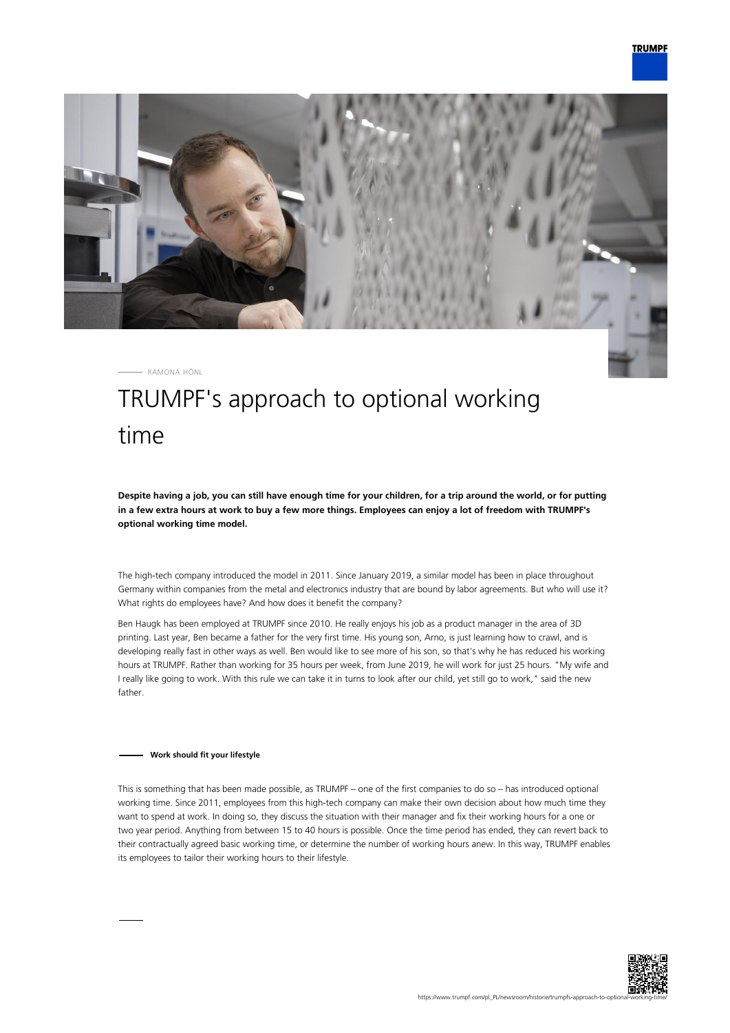RAMONA HÖNL

# TRUMPF's approach to optional working time

**Despite having a job, you can still have enough time for your children, for a trip around the world, or for putting in a few extra hours at work to buy a few more things. Employees can enjoy a lot of freedom with TRUMPF's optional working time model.**

The high-tech company introduced the model in 2011. Since January 2019, a similar model has been in place throughout Germany within companies from the metal and electronics industry that are bound by labor agreements. But who will use it? What rights do employees have? And how does it benefit the company?

Ben Haugk has been employed at TRUMPF since 2010. He really enjoys his job as a product manager in the area of 3D printing. Last year, Ben became a father for the very first time. His young son, Arno, is just learning how to crawl, and is developing really fast in other ways as well. Ben would like to see more of his son, so that's why he has reduced his working hours at TRUMPF. Rather than working for 35 hours per week, from June 2019, he will work for just 25 hours. "My wife and I really like going to work. With this rule we can take it in turns to look after our child, yet still go to work," said the new father.

## Work should fit your lifestyle

This is something that has been made possible, as TRUMPF – one of the first companies to do so – has introduced optional working time. Since 2011, employees from this high-tech company can make their own decision about how much time they want to spend at work. In doing so, they discuss the situation with their manager and fix their working hours for a one or two year period. Anything from between 15 to 40 hours is possible. Once the time period has ended, they can revert back to their contractually agreed basic working time, or determine the number of working hours anew. In this way, TRUMPF enables its employees to tailor their working hours to their lifestyle.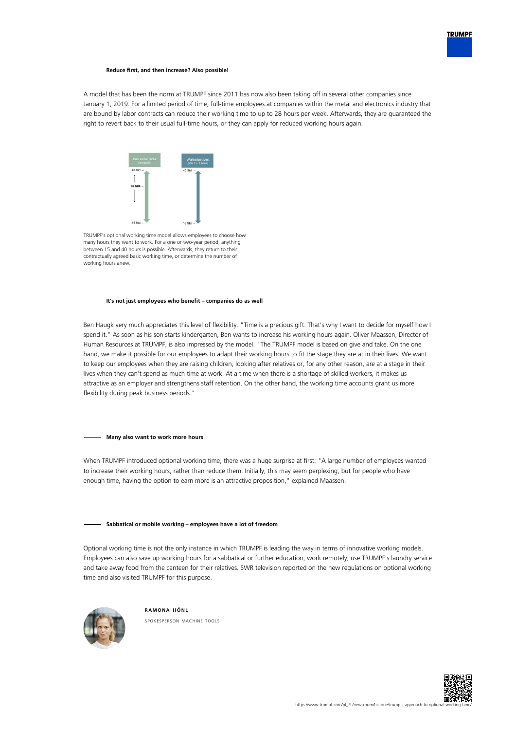### Reduce first, and then increase? Also possible!

A model that has been the norm at TRUMPF since 2011 has now also been taking off in several other companies since January 1, 2019. For a limited period of time, full-time employees at companies within the metal and electronics industry that are bound by labor contracts can reduce their working time to up to 28 hours per week. Afterwards, they are guaranteed the right to revert back to their usual full-time hours, or they can apply for reduced working hours again.

Basisarbeitszeit (vertraglich)
40 Std.
35 Std.
15 Std.

Wahlarbeitszeit (alle 1 o. 2 Jahre)
40 Std.
15 Std.

TRUMPF's optional working time model allows employees to choose how many hours they want to work. For a one or two-year period, anything between 15 and 40 hours is possible. Afterwards, they return to their contractually agreed basic working time, or determine the number of working hours anew.

### It's not just employees who benefit – companies do as well

Ben Haugk very much appreciates this level of flexibility. "Time is a precious gift. That's why I want to decide for myself how I spend it." As soon as his son starts kindergarten, Ben wants to increase his working hours again. Oliver Maassen, Director of Human Resources at TRUMPF, is also impressed by the model. "The TRUMPF model is based on give and take. On the one hand, we make it possible for our employees to adapt their working hours to fit the stage they are at in their lives. We want to keep our employees when they are raising children, looking after relatives or, for any other reason, are at a stage in their lives when they can't spend as much time at work. At a time when there is a shortage of skilled workers, it makes us attractive as an employer and strengthens staff retention. On the other hand, the working time accounts grant us more flexibility during peak business periods."

### Many also want to work more hours

When TRUMPF introduced optional working time, there was a huge surprise at first: "A large number of employees wanted to increase their working hours, rather than reduce them. Initially, this may seem perplexing, but for people who have enough time, having the option to earn more is an attractive proposition," explained Maassen.

### Sabbatical or mobile working – employees have a lot of freedom

Optional working time is not the only instance in which TRUMPF is leading the way in terms of innovative working models. Employees can also save up working hours for a sabbatical or further education, work remotely, use TRUMPF's laundry service and take away food from the canteen for their relatives. SWR television reported on the new regulations on optional working time and also visited TRUMPF for this purpose.

**RAMONA HÖNL**

SPOKESPERSON MACHINE TOOLS